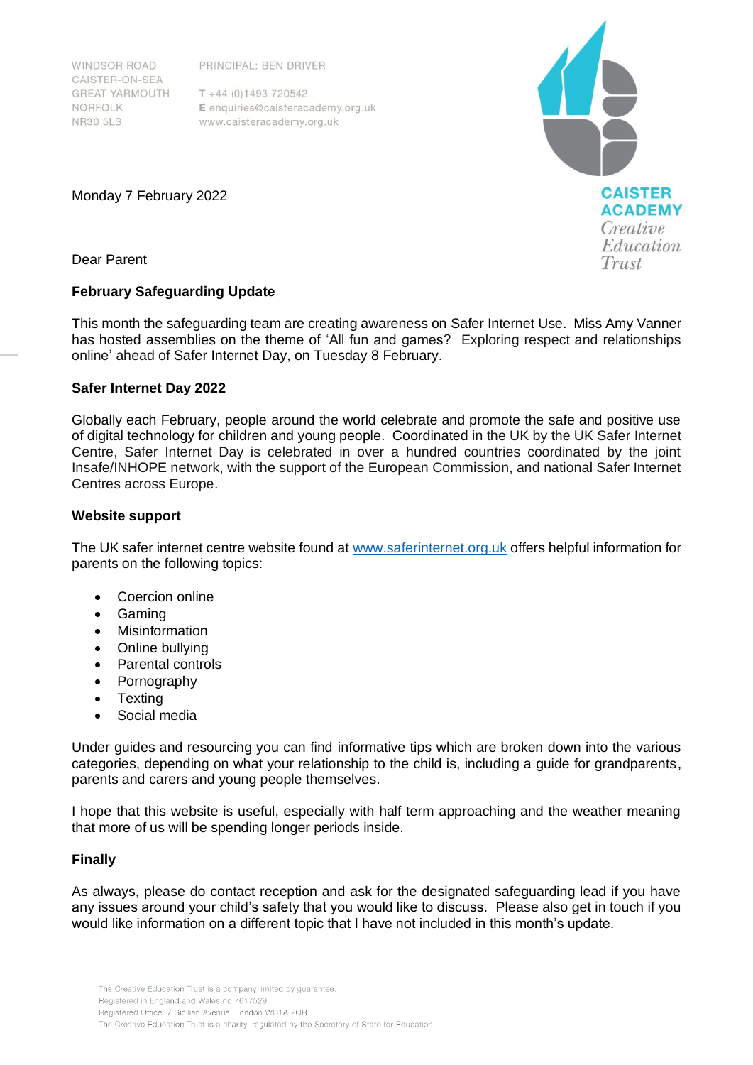WINDSOR ROAD
CAISTER-ON-SEA
GREAT YARMOUTH
NORFOLK
NR30 5LS

PRINCIPAL: BEN DRIVER

T +44 (0)1493 720542
E enquiries@caisteracademy.org.uk
www.caisteracademy.org.uk

CAISTER ACADEMY
*Creative Education Trust*

Monday 7 February 2022

Dear Parent

**February Safeguarding Update**

This month the safeguarding team are creating awareness on Safer Internet Use. Miss Amy Vanner has hosted assemblies on the theme of 'All fun and games? Exploring respect and relationships online' ahead of Safer Internet Day, on Tuesday 8 February.

**Safer Internet Day 2022**

Globally each February, people around the world celebrate and promote the safe and positive use of digital technology for children and young people. Coordinated in the UK by the UK Safer Internet Centre, Safer Internet Day is celebrated in over a hundred countries coordinated by the joint Insafe/INHOPE network, with the support of the European Commission, and national Safer Internet Centres across Europe.

**Website support**

The UK safer internet centre website found at [www.saferinternet.org.uk](http://www.saferinternet.org.uk) offers helpful information for parents on the following topics:

- Coercion online
- Gaming
- Misinformation
- Online bullying
- Parental controls
- Pornography
- Texting
- Social media

Under guides and resourcing you can find informative tips which are broken down into the various categories, depending on what your relationship to the child is, including a guide for grandparents, parents and carers and young people themselves.

I hope that this website is useful, especially with half term approaching and the weather meaning that more of us will be spending longer periods inside.

**Finally**

As always, please do contact reception and ask for the designated safeguarding lead if you have any issues around your child's safety that you would like to discuss. Please also get in touch if you would like information on a different topic that I have not included in this month's update.

The Creative Education Trust is a company limited by guarantee.
Registered in England and Wales no 7617529
Registered Office: 7 Sicilian Avenue, London WC1A 2QR
The Creative Education Trust is a charity, regulated by the Secretary of State for Education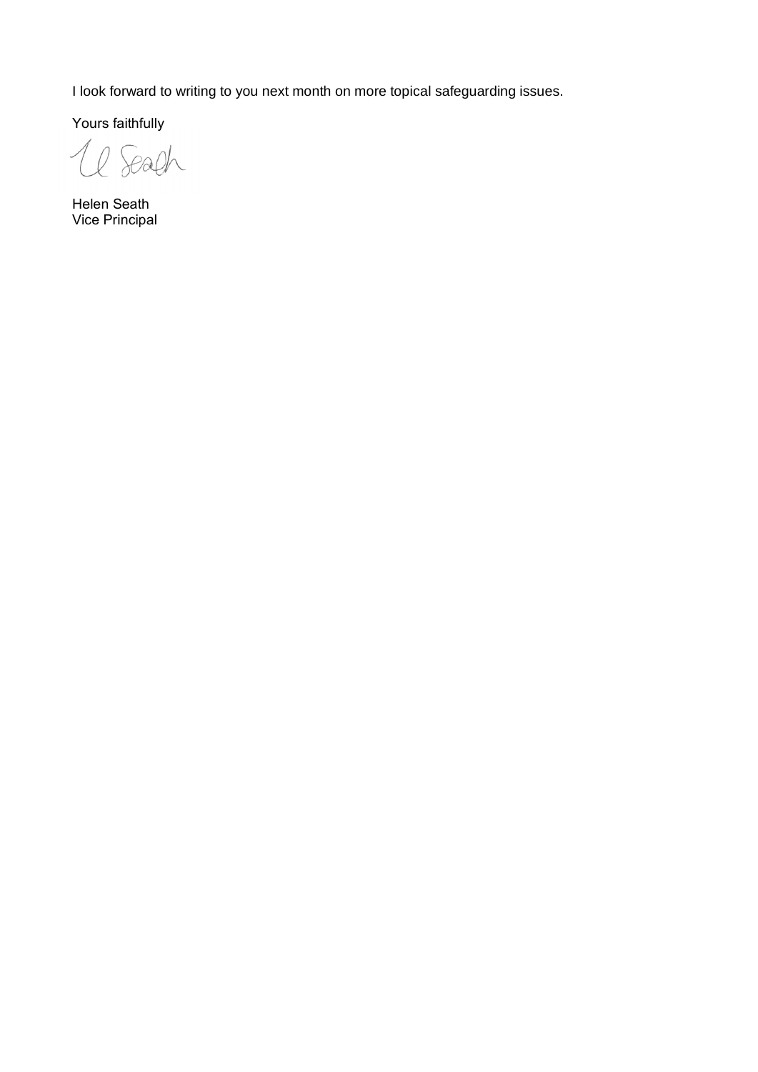I look forward to writing to you next month on more topical safeguarding issues.

Yours faithfully

Helen Seath  
Vice Principal